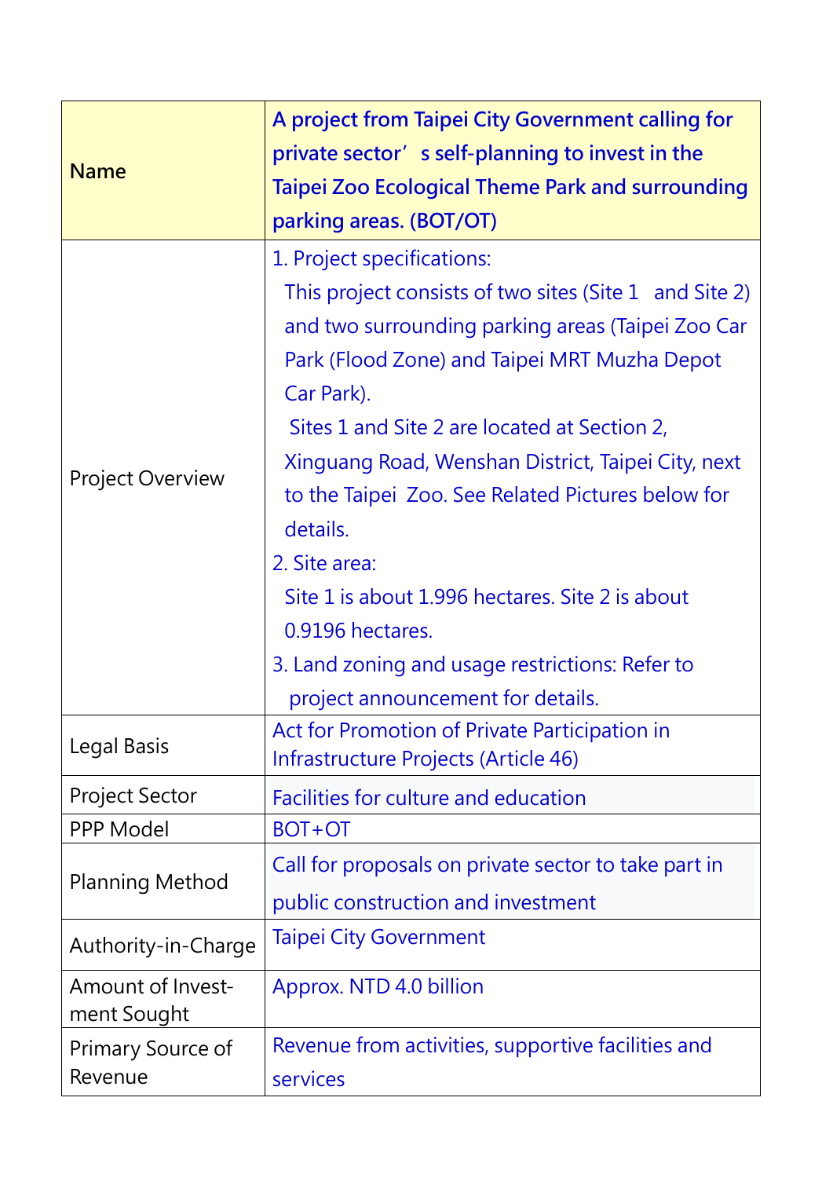| Name | A project from Taipei City Government calling for private sector’s self-planning to invest in the Taipei Zoo Ecological Theme Park and surrounding parking areas. (BOT/OT) |
|---|---|
| Project Overview | 1. Project specifications:<br>This project consists of two sites (Site 1 and Site 2) and two surrounding parking areas (Taipei Zoo Car Park (Flood Zone) and Taipei MRT Muzha Depot Car Park).<br>Sites 1 and Site 2 are located at Section 2, Xinguang Road, Wenshan District, Taipei City, next to the Taipei Zoo. See Related Pictures below for details.<br>2. Site area:<br>Site 1 is about 1.996 hectares. Site 2 is about 0.9196 hectares.<br>3. Land zoning and usage restrictions: Refer to project announcement for details. |
| Legal Basis | Act for Promotion of Private Participation in Infrastructure Projects (Article 46) |
| Project Sector | Facilities for culture and education |
| PPP Model | BOT+OT |
| Planning Method | Call for proposals on private sector to take part in public construction and investment |
| Authority-in-Charge | Taipei City Government |
| Amount of Investment Sought | Approx. NTD 4.0 billion |
| Primary Source of Revenue | Revenue from activities, supportive facilities and services |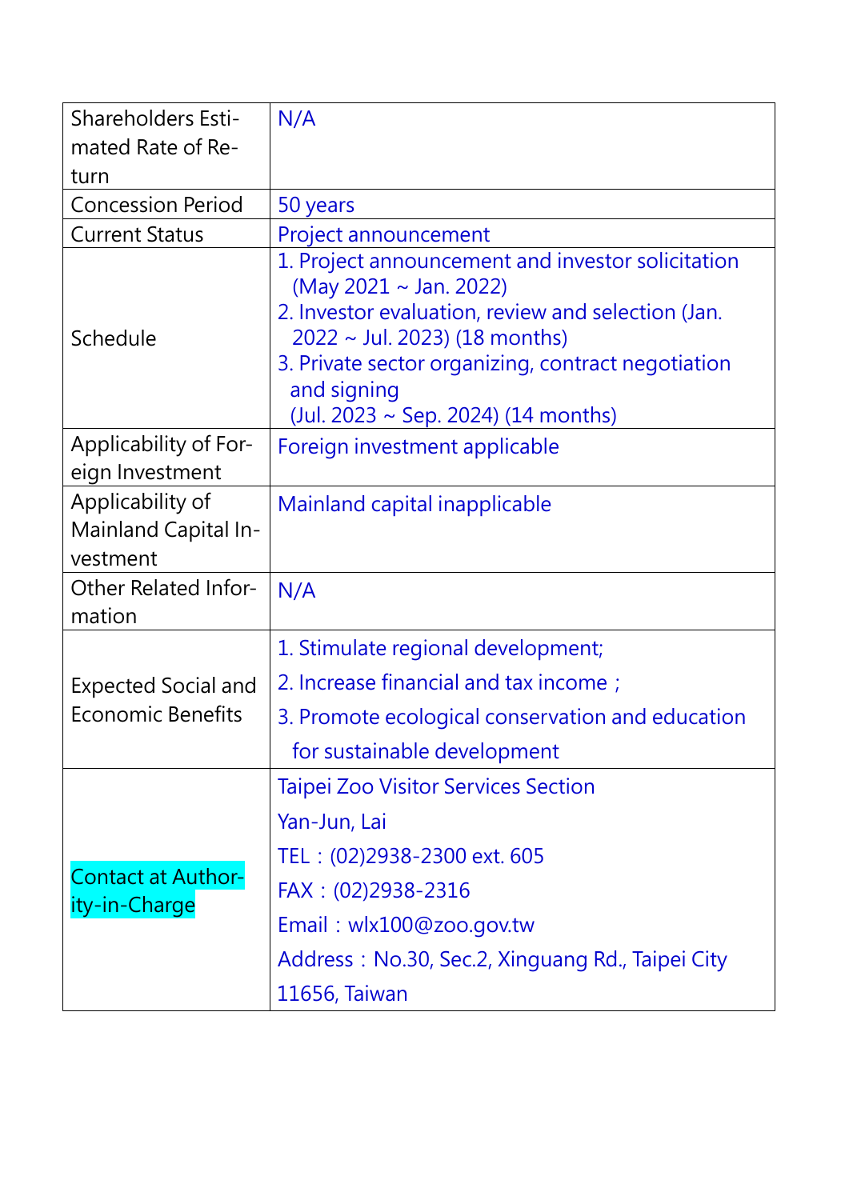| Shareholders Estimated Rate of Return | N/A |
|---|---|
| Concession Period | 50 years |
| Current Status | Project announcement |
| Schedule | 1. Project announcement and investor solicitation (May 2021 ~ Jan. 2022)<br>2. Investor evaluation, review and selection (Jan. 2022 ~ Jul. 2023) (18 months)<br>3. Private sector organizing, contract negotiation and signing (Jul. 2023 ~ Sep. 2024) (14 months) |
| Applicability of Foreign Investment | Foreign investment applicable |
| Applicability of Mainland Capital Investment | Mainland capital inapplicable |
| Other Related Information | N/A |
| Expected Social and Economic Benefits | 1. Stimulate regional development;<br>2. Increase financial and tax income；<br>3. Promote ecological conservation and education for sustainable development |
| Contact at Authority-in-Charge | Taipei Zoo Visitor Services Section<br>Yan-Jun, Lai<br>TEL：(02)2938-2300 ext. 605<br>FAX：(02)2938-2316<br>Email：wlx100@zoo.gov.tw<br>Address：No.30, Sec.2, Xinguang Rd., Taipei City 11656, Taiwan |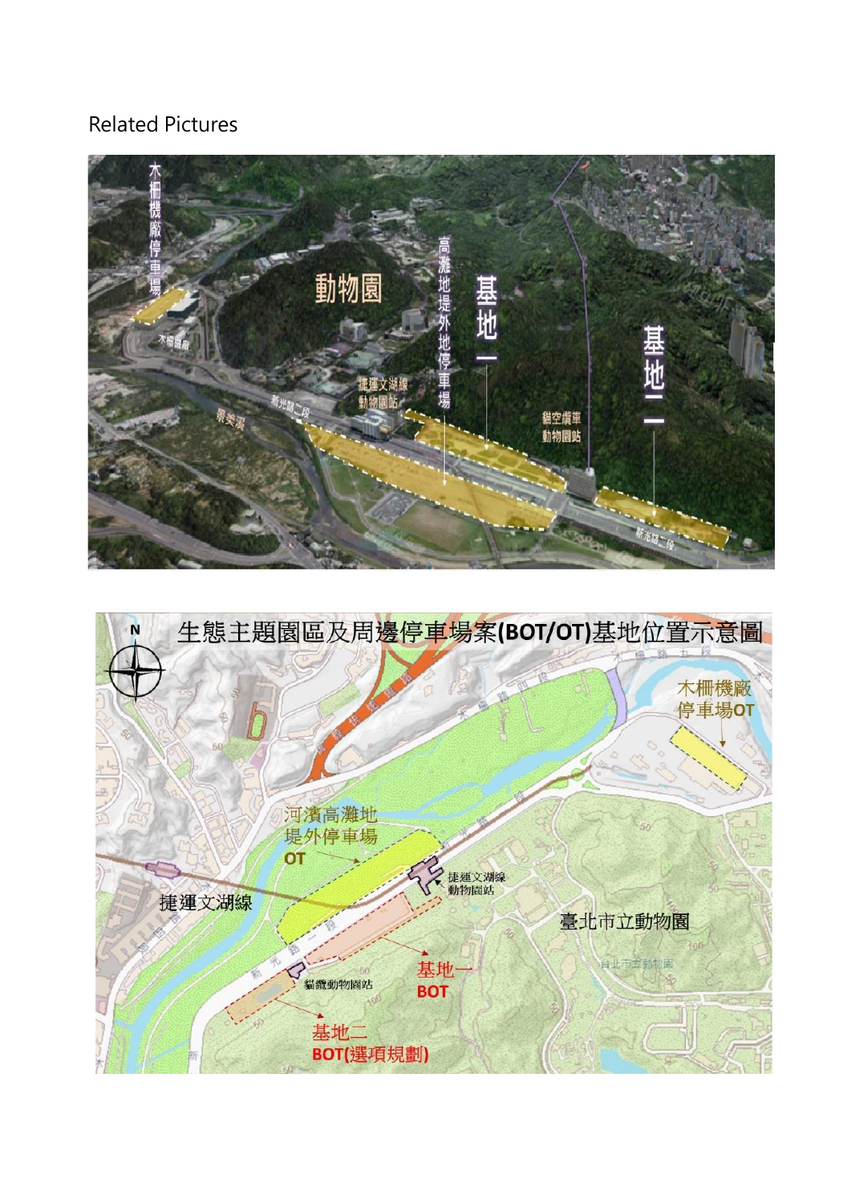Related Pictures

生態主題園區及周邊停車場案(BOT/OT)基地位置示意圖